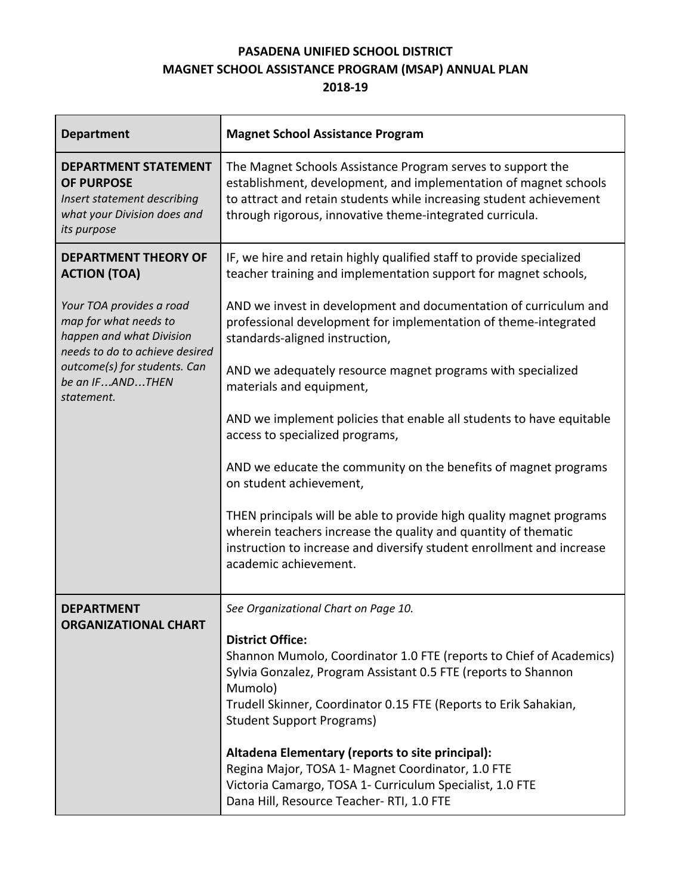# PASADENA UNIFIED SCHOOL DISTRICT
## MAGNET SCHOOL ASSISTANCE PROGRAM (MSAP) ANNUAL PLAN
### 2018-19

| **Department** | **Magnet School Assistance Program** |
|---|---|
| **DEPARTMENT STATEMENT OF PURPOSE**<br>*Insert statement describing what your Division does and its purpose* | The Magnet Schools Assistance Program serves to support the establishment, development, and implementation of magnet schools to attract and retain students while increasing student achievement through rigorous, innovative theme-integrated curricula. |
| **DEPARTMENT THEORY OF ACTION (TOA)**<br><br>*Your TOA provides a road map for what needs to happen and what Division needs to do to achieve desired outcome(s) for students. Can be an IF…AND…THEN statement.* | IF, we hire and retain highly qualified staff to provide specialized teacher training and implementation support for magnet schools,<br><br>AND we invest in development and documentation of curriculum and professional development for implementation of theme-integrated standards-aligned instruction,<br><br>AND we adequately resource magnet programs with specialized materials and equipment,<br><br>AND we implement policies that enable all students to have equitable access to specialized programs,<br><br>AND we educate the community on the benefits of magnet programs on student achievement,<br><br>THEN principals will be able to provide high quality magnet programs wherein teachers increase the quality and quantity of thematic instruction to increase and diversify student enrollment and increase academic achievement. |
| **DEPARTMENT ORGANIZATIONAL CHART** | *See Organizational Chart on Page 10.*<br><br>**District Office:**<br>Shannon Mumolo, Coordinator 1.0 FTE (reports to Chief of Academics)<br>Sylvia Gonzalez, Program Assistant 0.5 FTE (reports to Shannon Mumolo)<br>Trudell Skinner, Coordinator 0.15 FTE (Reports to Erik Sahakian, Student Support Programs)<br><br>**Altadena Elementary (reports to site principal):**<br>Regina Major, TOSA 1- Magnet Coordinator, 1.0 FTE<br>Victoria Camargo, TOSA 1- Curriculum Specialist, 1.0 FTE<br>Dana Hill, Resource Teacher- RTI, 1.0 FTE |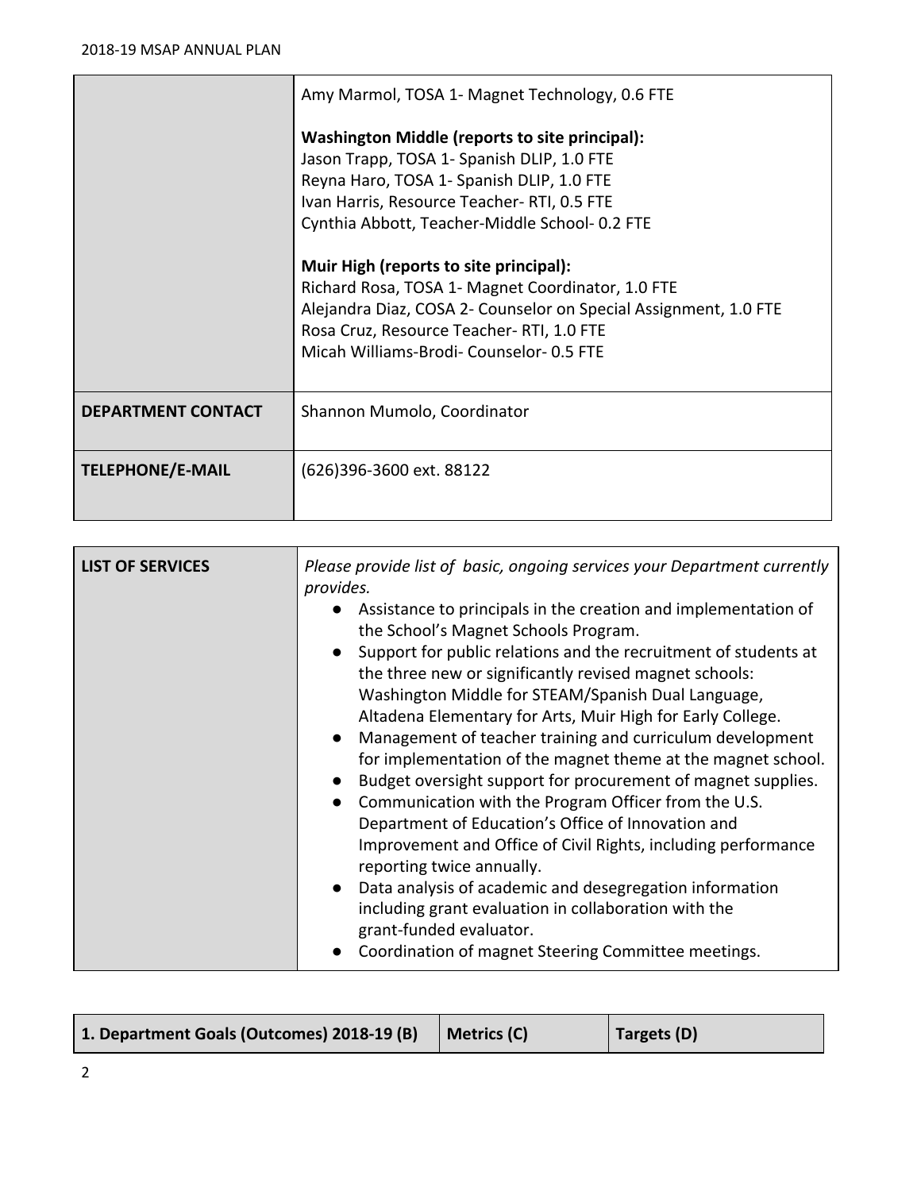| | |
|---|---|
| | Amy Marmol, TOSA 1- Magnet Technology, 0.6 FTE<br><br>**Washington Middle (reports to site principal):**<br>Jason Trapp, TOSA 1- Spanish DLIP, 1.0 FTE<br>Reyna Haro, TOSA 1- Spanish DLIP, 1.0 FTE<br>Ivan Harris, Resource Teacher- RTI, 0.5 FTE<br>Cynthia Abbott, Teacher-Middle School- 0.2 FTE<br><br>**Muir High (reports to site principal):**<br>Richard Rosa, TOSA 1- Magnet Coordinator, 1.0 FTE<br>Alejandra Diaz, COSA 2- Counselor on Special Assignment, 1.0 FTE<br>Rosa Cruz, Resource Teacher- RTI, 1.0 FTE<br>Micah Williams-Brodi- Counselor- 0.5 FTE |
| **DEPARTMENT CONTACT** | Shannon Mumolo, Coordinator |
| **TELEPHONE/E-MAIL** | (626)396-3600 ext. 88122 |

| | |
|---|---|
| **LIST OF SERVICES** | *Please provide list of basic, ongoing services your Department currently provides.*<br>● Assistance to principals in the creation and implementation of the School's Magnet Schools Program.<br>● Support for public relations and the recruitment of students at the three new or significantly revised magnet schools: Washington Middle for STEAM/Spanish Dual Language, Altadena Elementary for Arts, Muir High for Early College.<br>● Management of teacher training and curriculum development for implementation of the magnet theme at the magnet school.<br>● Budget oversight support for procurement of magnet supplies.<br>● Communication with the Program Officer from the U.S. Department of Education's Office of Innovation and Improvement and Office of Civil Rights, including performance reporting twice annually.<br>● Data analysis of academic and desegregation information including grant evaluation in collaboration with the grant-funded evaluator.<br>● Coordination of magnet Steering Committee meetings. |

| 1. Department Goals (Outcomes) 2018-19 (B) | Metrics (C) | Targets (D) |
|---|---|---|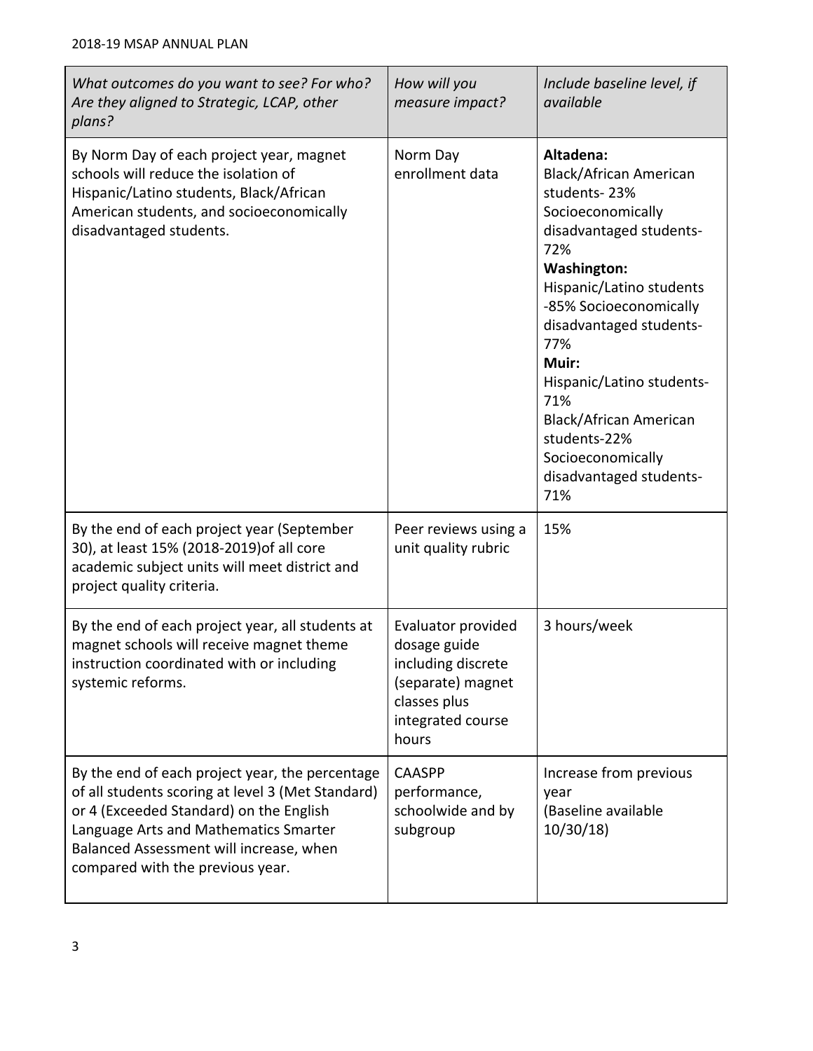| *What outcomes do you want to see? For who? Are they aligned to Strategic, LCAP, other plans?* | *How will you measure impact?* | *Include baseline level, if available* |
|---|---|---|
| By Norm Day of each project year, magnet schools will reduce the isolation of Hispanic/Latino students, Black/African American students, and socioeconomically disadvantaged students. | Norm Day enrollment data | **Altadena:** Black/African American students- 23% Socioeconomically disadvantaged students- 72% **Washington:** Hispanic/Latino students -85% Socioeconomically disadvantaged students- 77% **Muir:** Hispanic/Latino students- 71% Black/African American students-22% Socioeconomically disadvantaged students- 71% |
| By the end of each project year (September 30), at least 15% (2018-2019)of all core academic subject units will meet district and project quality criteria. | Peer reviews using a unit quality rubric | 15% |
| By the end of each project year, all students at magnet schools will receive magnet theme instruction coordinated with or including systemic reforms. | Evaluator provided dosage guide including discrete (separate) magnet classes plus integrated course hours | 3 hours/week |
| By the end of each project year, the percentage of all students scoring at level 3 (Met Standard) or 4 (Exceeded Standard) on the English Language Arts and Mathematics Smarter Balanced Assessment will increase, when compared with the previous year. | CAASPP performance, schoolwide and by subgroup | Increase from previous year (Baseline available 10/30/18) |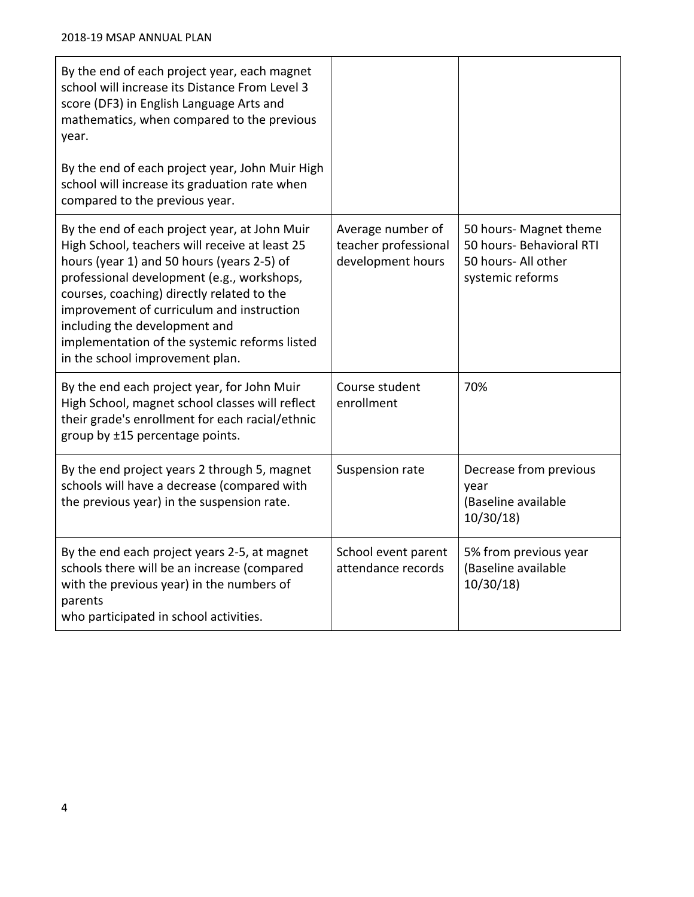| | | |
|---|---|---|
| By the end of each project year, each magnet school will increase its Distance From Level 3 score (DF3) in English Language Arts and mathematics, when compared to the previous year.<br><br>By the end of each project year, John Muir High school will increase its graduation rate when compared to the previous year. | | |
| By the end of each project year, at John Muir High School, teachers will receive at least 25 hours (year 1) and 50 hours (years 2-5) of professional development (e.g., workshops, courses, coaching) directly related to the improvement of curriculum and instruction including the development and implementation of the systemic reforms listed in the school improvement plan. | Average number of teacher professional development hours | 50 hours- Magnet theme<br>50 hours- Behavioral RTI<br>50 hours- All other systemic reforms |
| By the end each project year, for John Muir High School, magnet school classes will reflect their grade's enrollment for each racial/ethnic group by ±15 percentage points. | Course student enrollment | 70% |
| By the end project years 2 through 5, magnet schools will have a decrease (compared with the previous year) in the suspension rate. | Suspension rate | Decrease from previous year<br>(Baseline available 10/30/18) |
| By the end each project years 2-5, at magnet schools there will be an increase (compared with the previous year) in the numbers of parents<br>who participated in school activities. | School event parent attendance records | 5% from previous year<br>(Baseline available 10/30/18) |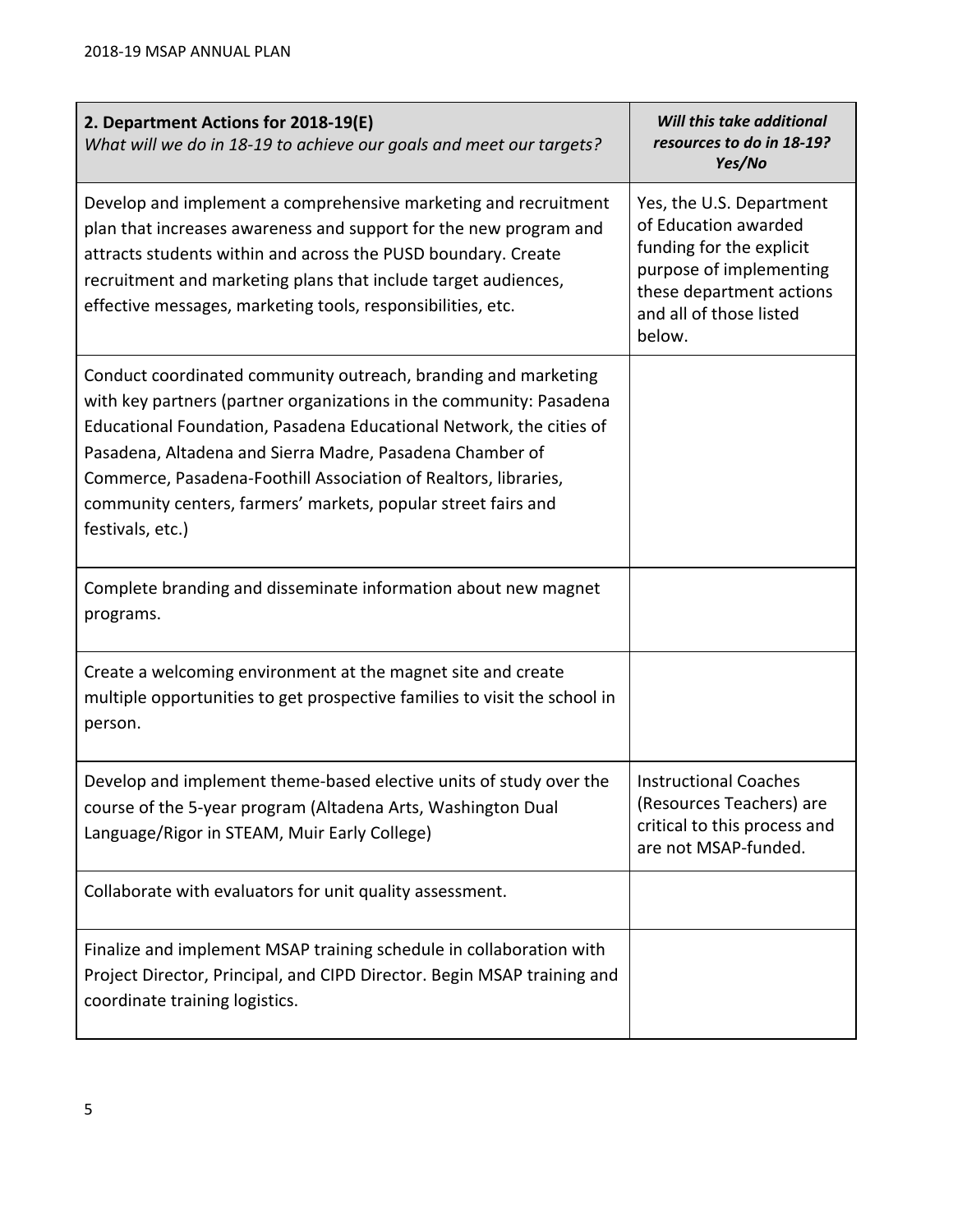| **2. Department Actions for 2018-19(E)** *What will we do in 18-19 to achieve our goals and meet our targets?* | ***Will this take additional resources to do in 18-19? Yes/No*** |
|---|---|
| Develop and implement a comprehensive marketing and recruitment plan that increases awareness and support for the new program and attracts students within and across the PUSD boundary. Create recruitment and marketing plans that include target audiences, effective messages, marketing tools, responsibilities, etc. | Yes, the U.S. Department of Education awarded funding for the explicit purpose of implementing these department actions and all of those listed below. |
| Conduct coordinated community outreach, branding and marketing with key partners (partner organizations in the community: Pasadena Educational Foundation, Pasadena Educational Network, the cities of Pasadena, Altadena and Sierra Madre, Pasadena Chamber of Commerce, Pasadena-Foothill Association of Realtors, libraries, community centers, farmers' markets, popular street fairs and festivals, etc.) | |
| Complete branding and disseminate information about new magnet programs. | |
| Create a welcoming environment at the magnet site and create multiple opportunities to get prospective families to visit the school in person. | |
| Develop and implement theme-based elective units of study over the course of the 5-year program (Altadena Arts, Washington Dual Language/Rigor in STEAM, Muir Early College) | Instructional Coaches (Resources Teachers) are critical to this process and are not MSAP-funded. |
| Collaborate with evaluators for unit quality assessment. | |
| Finalize and implement MSAP training schedule in collaboration with Project Director, Principal, and CIPD Director. Begin MSAP training and coordinate training logistics. | |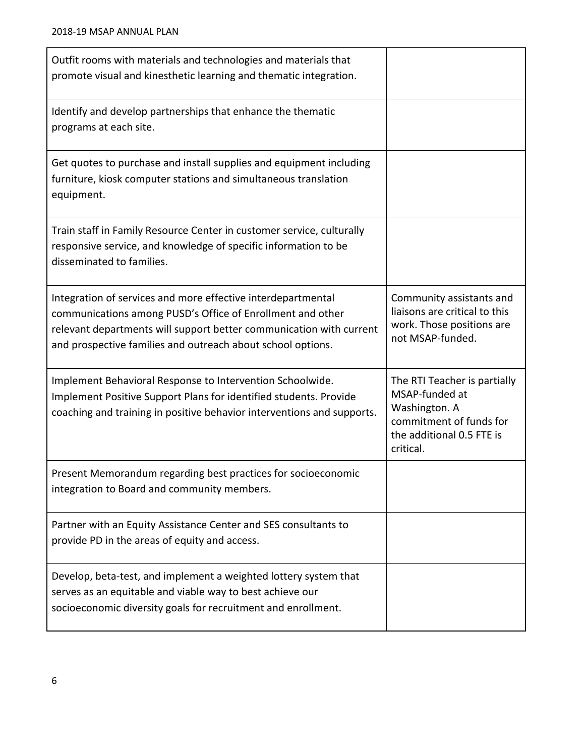| | |
|---|---|
| Outfit rooms with materials and technologies and materials that promote visual and kinesthetic learning and thematic integration. | |
| Identify and develop partnerships that enhance the thematic programs at each site. | |
| Get quotes to purchase and install supplies and equipment including furniture, kiosk computer stations and simultaneous translation equipment. | |
| Train staff in Family Resource Center in customer service, culturally responsive service, and knowledge of specific information to be disseminated to families. | |
| Integration of services and more effective interdepartmental communications among PUSD's Office of Enrollment and other relevant departments will support better communication with current and prospective families and outreach about school options. | Community assistants and liaisons are critical to this work. Those positions are not MSAP-funded. |
| Implement Behavioral Response to Intervention Schoolwide. Implement Positive Support Plans for identified students. Provide coaching and training in positive behavior interventions and supports. | The RTI Teacher is partially MSAP-funded at Washington. A commitment of funds for the additional 0.5 FTE is critical. |
| Present Memorandum regarding best practices for socioeconomic integration to Board and community members. | |
| Partner with an Equity Assistance Center and SES consultants to provide PD in the areas of equity and access. | |
| Develop, beta-test, and implement a weighted lottery system that serves as an equitable and viable way to best achieve our socioeconomic diversity goals for recruitment and enrollment. | |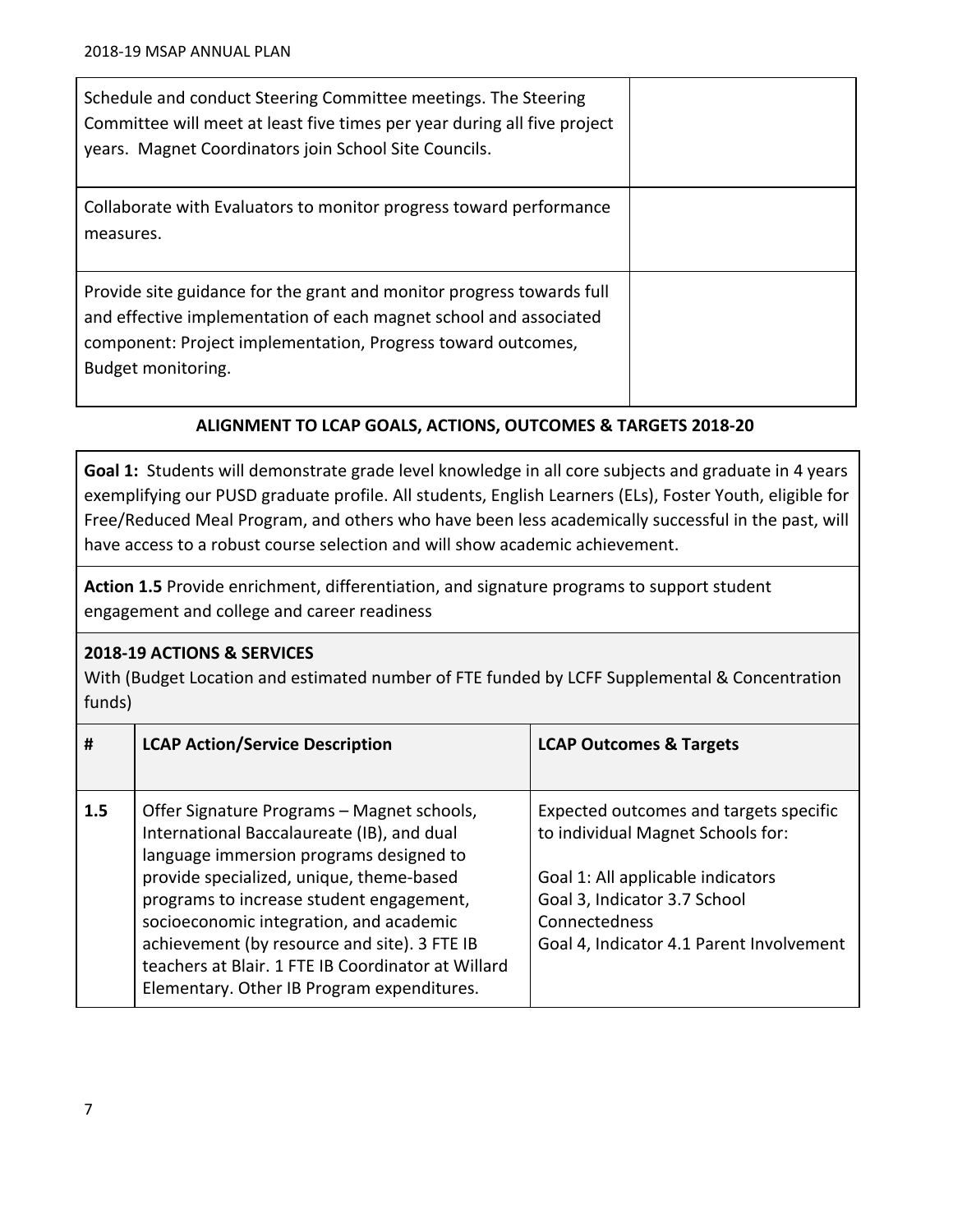| | |
|---|---|
| Schedule and conduct Steering Committee meetings. The Steering Committee will meet at least five times per year during all five project years. Magnet Coordinators join School Site Councils. | |
| Collaborate with Evaluators to monitor progress toward performance measures. | |
| Provide site guidance for the grant and monitor progress towards full and effective implementation of each magnet school and associated component: Project implementation, Progress toward outcomes, Budget monitoring. | |

**ALIGNMENT TO LCAP GOALS, ACTIONS, OUTCOMES & TARGETS 2018-20**

**Goal 1:** Students will demonstrate grade level knowledge in all core subjects and graduate in 4 years exemplifying our PUSD graduate profile. All students, English Learners (ELs), Foster Youth, eligible for Free/Reduced Meal Program, and others who have been less academically successful in the past, will have access to a robust course selection and will show academic achievement.

**Action 1.5** Provide enrichment, differentiation, and signature programs to support student engagement and college and career readiness

**2018-19 ACTIONS & SERVICES**
With (Budget Location and estimated number of FTE funded by LCFF Supplemental & Concentration funds)

| # | LCAP Action/Service Description | LCAP Outcomes & Targets |
|---|---|---|
| 1.5 | Offer Signature Programs – Magnet schools, International Baccalaureate (IB), and dual language immersion programs designed to provide specialized, unique, theme-based programs to increase student engagement, socioeconomic integration, and academic achievement (by resource and site). 3 FTE IB teachers at Blair. 1 FTE IB Coordinator at Willard Elementary. Other IB Program expenditures. | Expected outcomes and targets specific to individual Magnet Schools for:<br><br>Goal 1: All applicable indicators<br>Goal 3, Indicator 3.7 School Connectedness<br>Goal 4, Indicator 4.1 Parent Involvement |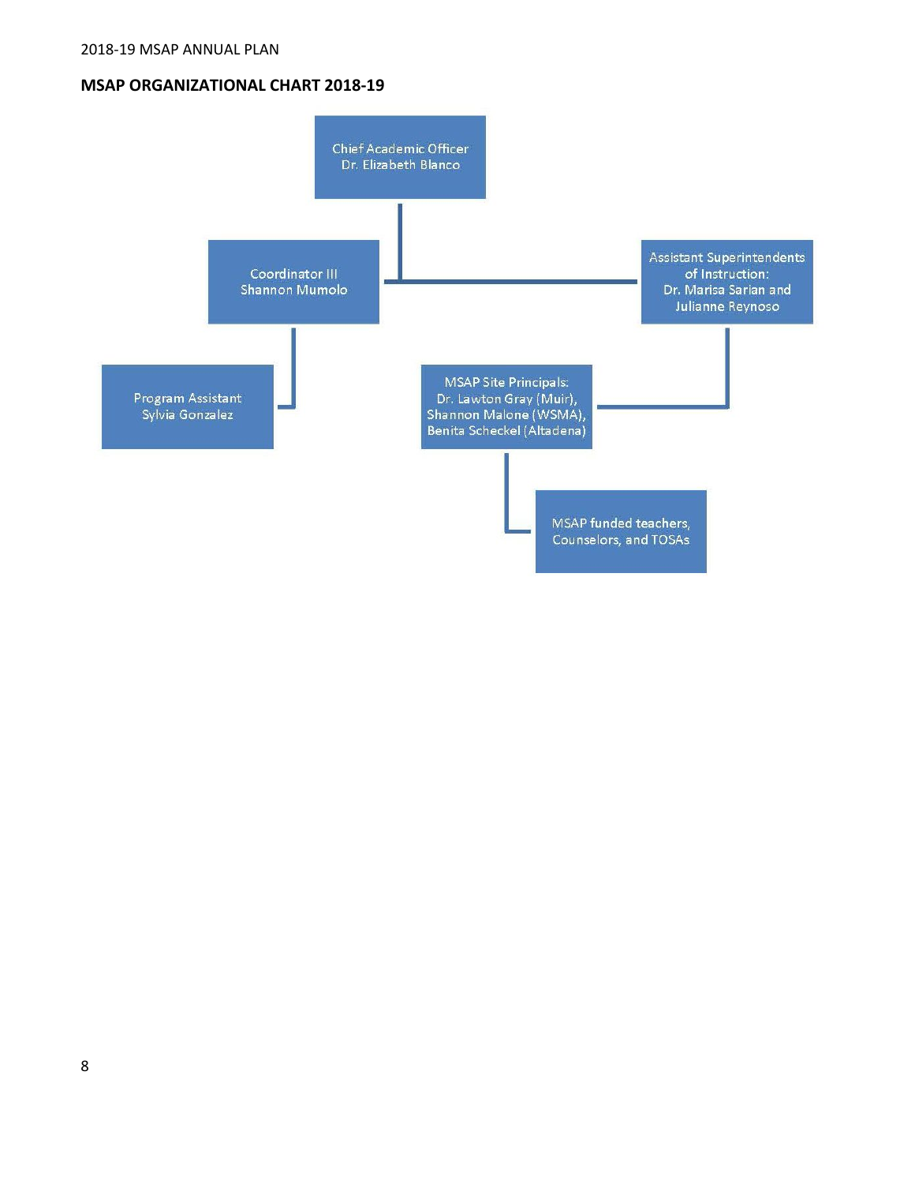## MSAP ORGANIZATIONAL CHART 2018-19

- Chief Academic Officer Dr. Elizabeth Blanco
  - Coordinator III Shannon Mumolo
    - Program Assistant Sylvia Gonzalez
  - Assistant Superintendents of Instruction: Dr. Marisa Sarian and Julianne Reynoso
    - MSAP Site Principals: Dr. Lawton Gray (Muir), Shannon Malone (WSMA), Benita Scheckel (Altadena)
      - MSAP funded teachers, Counselors, and TOSAs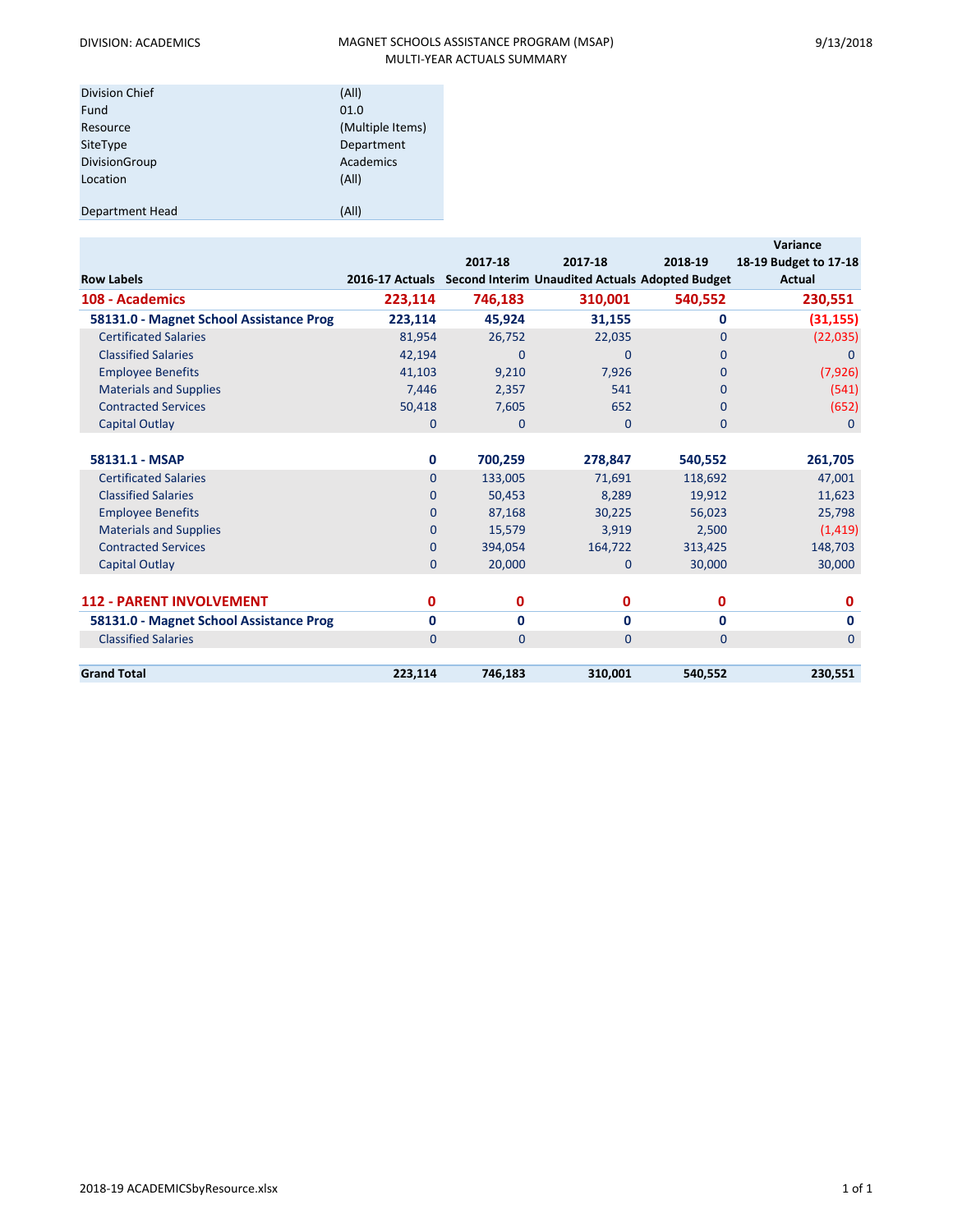DIVISION: ACADEMICS

# MAGNET SCHOOLS ASSISTANCE PROGRAM (MSAP)
## MULTI-YEAR ACTUALS SUMMARY

9/13/2018

| | |
|---|---|
| Division Chief | (All) |
| Fund | 01.0 |
| Resource | (Multiple Items) |
| SiteType | Department |
| DivisionGroup | Academics |
| Location | (All) |
| Department Head | (All) |

| Row Labels | 2016-17 Actuals | 2017-18 Second Interim | 2017-18 Unaudited Actuals | 2018-19 Adopted Budget | Variance 18-19 Budget to 17-18 Actual |
|---|---|---|---|---|---|
| **108 - Academics** | **223,114** | **746,183** | **310,001** | **540,552** | **230,551** |
| **58131.0 - Magnet School Assistance Prog** | **223,114** | **45,924** | **31,155** | **0** | **(31,155)** |
| Certificated Salaries | 81,954 | 26,752 | 22,035 | 0 | (22,035) |
| Classified Salaries | 42,194 | 0 | 0 | 0 | 0 |
| Employee Benefits | 41,103 | 9,210 | 7,926 | 0 | (7,926) |
| Materials and Supplies | 7,446 | 2,357 | 541 | 0 | (541) |
| Contracted Services | 50,418 | 7,605 | 652 | 0 | (652) |
| Capital Outlay | 0 | 0 | 0 | 0 | 0 |
| **58131.1 - MSAP** | **0** | **700,259** | **278,847** | **540,552** | **261,705** |
| Certificated Salaries | 0 | 133,005 | 71,691 | 118,692 | 47,001 |
| Classified Salaries | 0 | 50,453 | 8,289 | 19,912 | 11,623 |
| Employee Benefits | 0 | 87,168 | 30,225 | 56,023 | 25,798 |
| Materials and Supplies | 0 | 15,579 | 3,919 | 2,500 | (1,419) |
| Contracted Services | 0 | 394,054 | 164,722 | 313,425 | 148,703 |
| Capital Outlay | 0 | 20,000 | 0 | 30,000 | 30,000 |
| **112 - PARENT INVOLVEMENT** | **0** | **0** | **0** | **0** | **0** |
| **58131.0 - Magnet School Assistance Prog** | **0** | **0** | **0** | **0** | **0** |
| Classified Salaries | 0 | 0 | 0 | 0 | 0 |
| **Grand Total** | **223,114** | **746,183** | **310,001** | **540,552** | **230,551** |

2018-19 ACADEMICSbyResource.xlsx